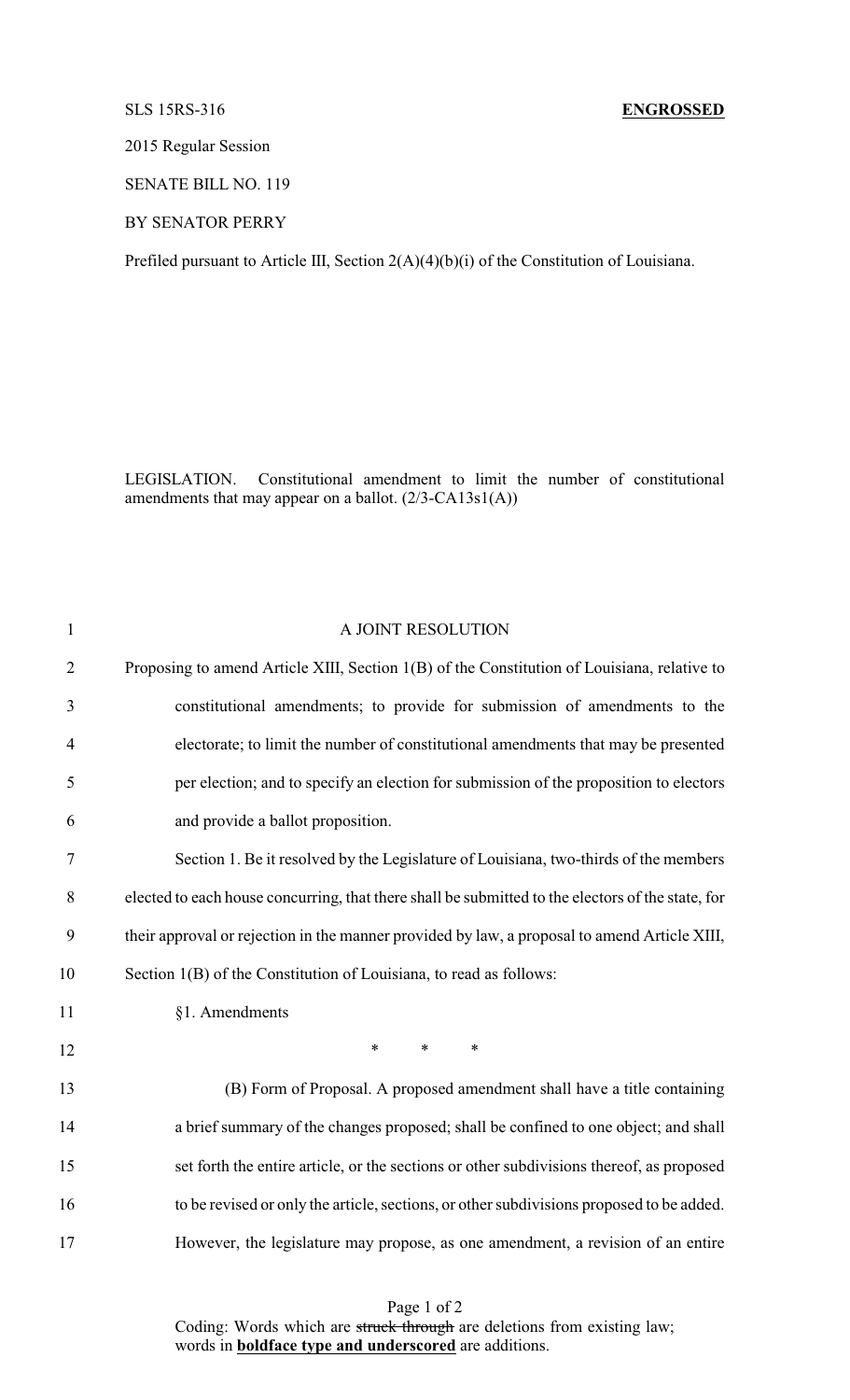SLS 15RS-316 **ENGROSSED**

2015 Regular Session

SENATE BILL NO. 119

BY SENATOR PERRY

Prefiled pursuant to Article III, Section 2(A)(4)(b)(i) of the Constitution of Louisiana.

LEGISLATION. Constitutional amendment to limit the number of constitutional amendments that may appear on a ballot. (2/3-CA13s1(A))

A JOINT RESOLUTION

Proposing to amend Article XIII, Section 1(B) of the Constitution of Louisiana, relative to constitutional amendments; to provide for submission of amendments to the electorate; to limit the number of constitutional amendments that may be presented per election; and to specify an election for submission of the proposition to electors and provide a ballot proposition.

Section 1. Be it resolved by the Legislature of Louisiana, two-thirds of the members elected to each house concurring, that there shall be submitted to the electors of the state, for their approval or rejection in the manner provided by law, a proposal to amend Article XIII, Section 1(B) of the Constitution of Louisiana, to read as follows:

§1. Amendments

\* \* \*

(B) Form of Proposal. A proposed amendment shall have a title containing a brief summary of the changes proposed; shall be confined to one object; and shall set forth the entire article, or the sections or other subdivisions thereof, as proposed to be revised or only the article, sections, or other subdivisions proposed to be added. However, the legislature may propose, as one amendment, a revision of an entire

Coding: Words which are ~~struck through~~ are deletions from existing law; words in **<u>boldface type and underscored</u>** are additions.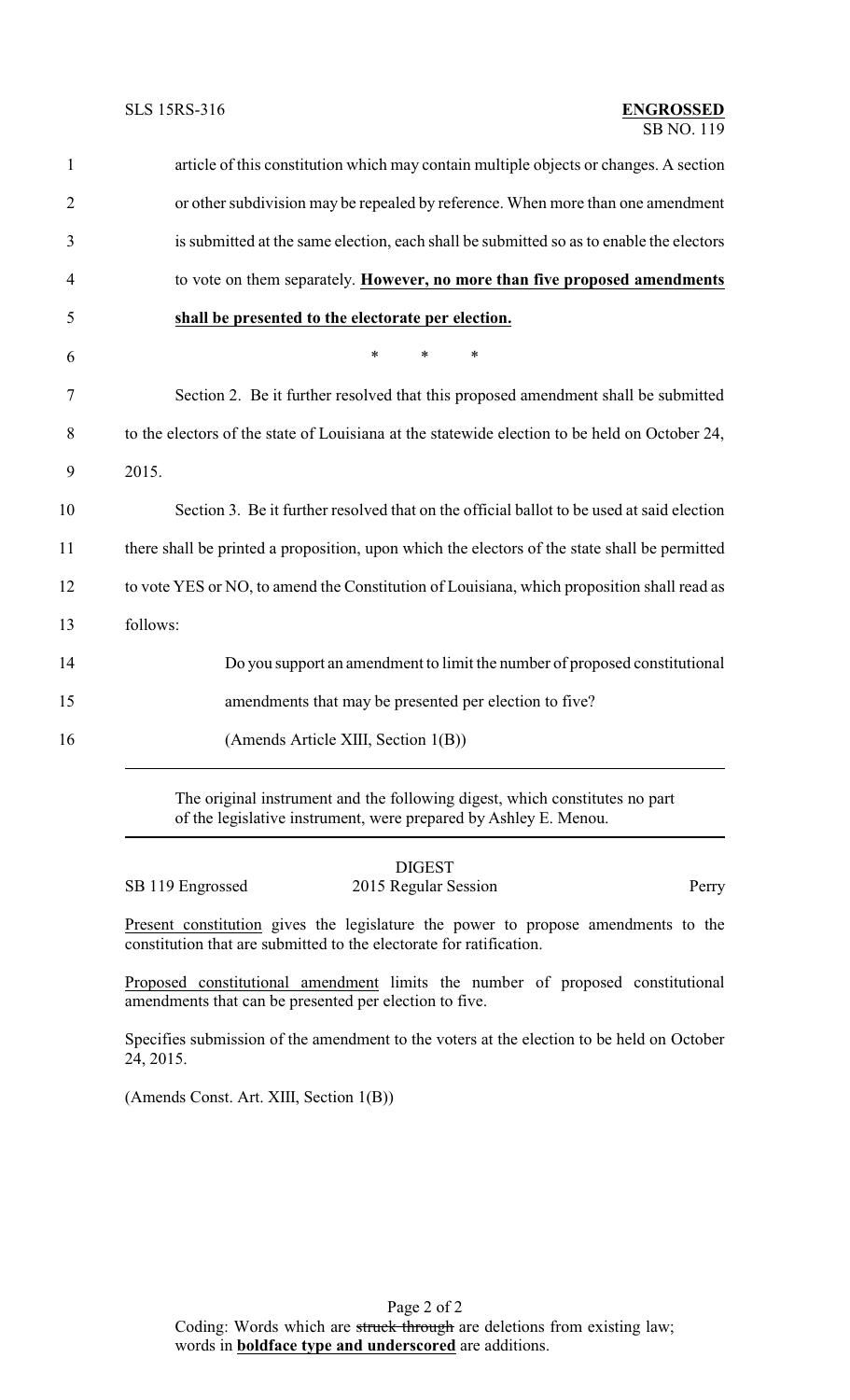article of this constitution which may contain multiple objects or changes. A section or other subdivision may be repealed by reference. When more than one amendment is submitted at the same election, each shall be submitted so as to enable the electors to vote on them separately. **<u>However, no more than five proposed amendments shall be presented to the electorate per election.</u>**

\* \* \*

Section 2. Be it further resolved that this proposed amendment shall be submitted to the electors of the state of Louisiana at the statewide election to be held on October 24, 2015.

Section 3. Be it further resolved that on the official ballot to be used at said election there shall be printed a proposition, upon which the electors of the state shall be permitted to vote YES or NO, to amend the Constitution of Louisiana, which proposition shall read as follows:

> Do you support an amendment to limit the number of proposed constitutional amendments that may be presented per election to five?
>
> (Amends Article XIII, Section 1(B))

---

The original instrument and the following digest, which constitutes no part of the legislative instrument, were prepared by Ashley E. Menou.

---

DIGEST

SB 119 Engrossed — 2015 Regular Session — Perry

<u>Present constitution</u> gives the legislature the power to propose amendments to the constitution that are submitted to the electorate for ratification.

<u>Proposed constitutional amendment</u> limits the number of proposed constitutional amendments that can be presented per election to five.

Specifies submission of the amendment to the voters at the election to be held on October 24, 2015.

(Amends Const. Art. XIII, Section 1(B))

Coding: Words which are ~~struck through~~ are deletions from existing law; words in **<u>boldface type and underscored</u>** are additions.